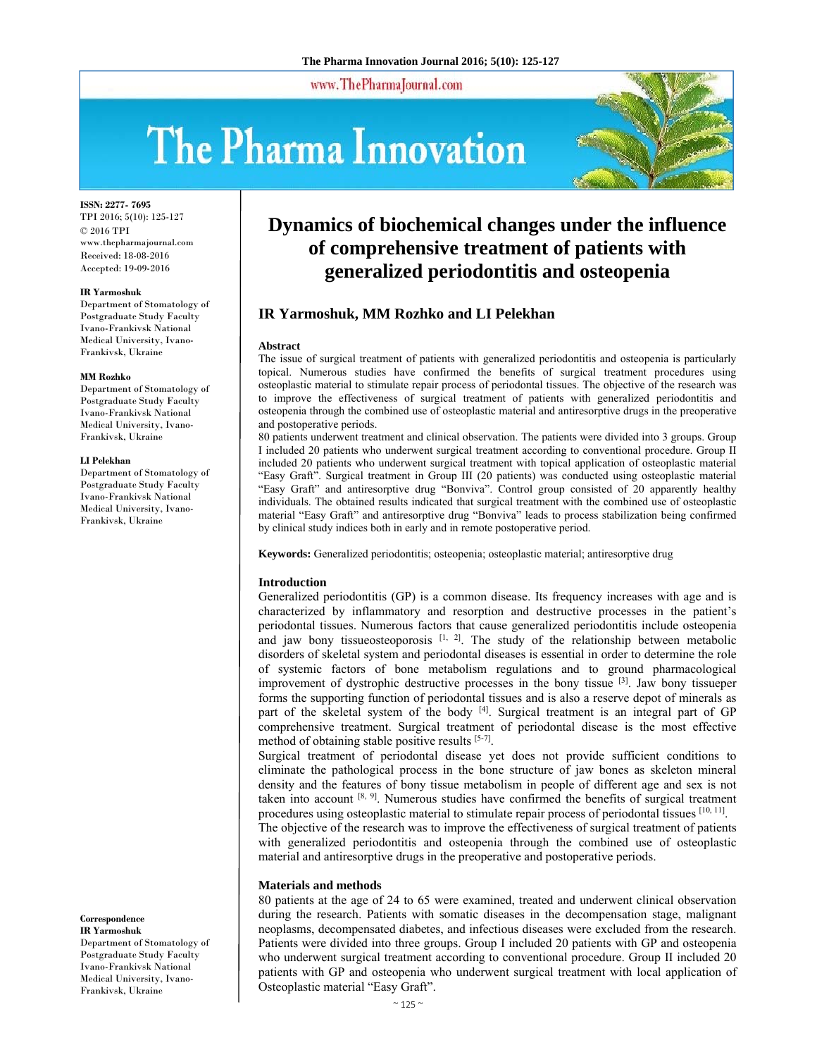# Dynamics of biochemical changes under the influence of comprehensive treatment of patients with generalized periodontitis and osteopenia

## IR Yarmoshuk, MM Rozhko and LI Pelekhan

ISSN: 2277- 7695
TPI 2016; 5(10): 125-127
© 2016 TPI
www.thepharmajournal.com
Received: 18-08-2016
Accepted: 19-09-2016

**IR Yarmoshuk**
Department of Stomatology of Postgraduate Study Faculty Ivano-Frankivsk National Medical University, Ivano-Frankivsk, Ukraine

**MM Rozhko**
Department of Stomatology of Postgraduate Study Faculty Ivano-Frankivsk National Medical University, Ivano-Frankivsk, Ukraine

**LI Pelekhan**
Department of Stomatology of Postgraduate Study Faculty Ivano-Frankivsk National Medical University, Ivano-Frankivsk, Ukraine

**Correspondence**
**IR Yarmoshuk**
Department of Stomatology of Postgraduate Study Faculty Ivano-Frankivsk National Medical University, Ivano-Frankivsk, Ukraine

### Abstract

The issue of surgical treatment of patients with generalized periodontitis and osteopenia is particularly topical. Numerous studies have confirmed the benefits of surgical treatment procedures using osteoplastic material to stimulate repair process of periodontal tissues. The objective of the research was to improve the effectiveness of surgical treatment of patients with generalized periodontitis and osteopenia through the combined use of osteoplastic material and antiresorptive drugs in the preoperative and postoperative periods.

80 patients underwent treatment and clinical observation. The patients were divided into 3 groups. Group I included 20 patients who underwent surgical treatment according to conventional procedure. Group II included 20 patients who underwent surgical treatment with topical application of osteoplastic material "Easy Graft". Surgical treatment in Group III (20 patients) was conducted using osteoplastic material "Easy Graft" and antiresorptive drug "Bonviva". Control group consisted of 20 apparently healthy individuals. The obtained results indicated that surgical treatment with the combined use of osteoplastic material "Easy Graft" and antiresorptive drug "Bonviva" leads to process stabilization being confirmed by clinical study indices both in early and in remote postoperative period.

**Keywords:** Generalized periodontitis; osteopenia; osteoplastic material; antiresorptive drug

### Introduction

Generalized periodontitis (GP) is a common disease. Its frequency increases with age and is characterized by inflammatory and resorption and destructive processes in the patient's periodontal tissues. Numerous factors that cause generalized periodontitis include osteopenia and jaw bony tissueosteoporosis [1, 2]. The study of the relationship between metabolic disorders of skeletal system and periodontal diseases is essential in order to determine the role of systemic factors of bone metabolism regulations and to ground pharmacological improvement of dystrophic destructive processes in the bony tissue [3]. Jaw bony tissueper forms the supporting function of periodontal tissues and is also a reserve depot of minerals as part of the skeletal system of the body [4]. Surgical treatment is an integral part of GP comprehensive treatment. Surgical treatment of periodontal disease is the most effective method of obtaining stable positive results [5-7].

Surgical treatment of periodontal disease yet does not provide sufficient conditions to eliminate the pathological process in the bone structure of jaw bones as skeleton mineral density and the features of bony tissue metabolism in people of different age and sex is not taken into account [8, 9]. Numerous studies have confirmed the benefits of surgical treatment procedures using osteoplastic material to stimulate repair process of periodontal tissues [10, 11].

The objective of the research was to improve the effectiveness of surgical treatment of patients with generalized periodontitis and osteopenia through the combined use of osteoplastic material and antiresorptive drugs in the preoperative and postoperative periods.

### Materials and methods

80 patients at the age of 24 to 65 were examined, treated and underwent clinical observation during the research. Patients with somatic diseases in the decompensation stage, malignant neoplasms, decompensated diabetes, and infectious diseases were excluded from the research. Patients were divided into three groups. Group I included 20 patients with GP and osteopenia who underwent surgical treatment according to conventional procedure. Group II included 20 patients with GP and osteopenia who underwent surgical treatment with local application of Osteoplastic material "Easy Graft".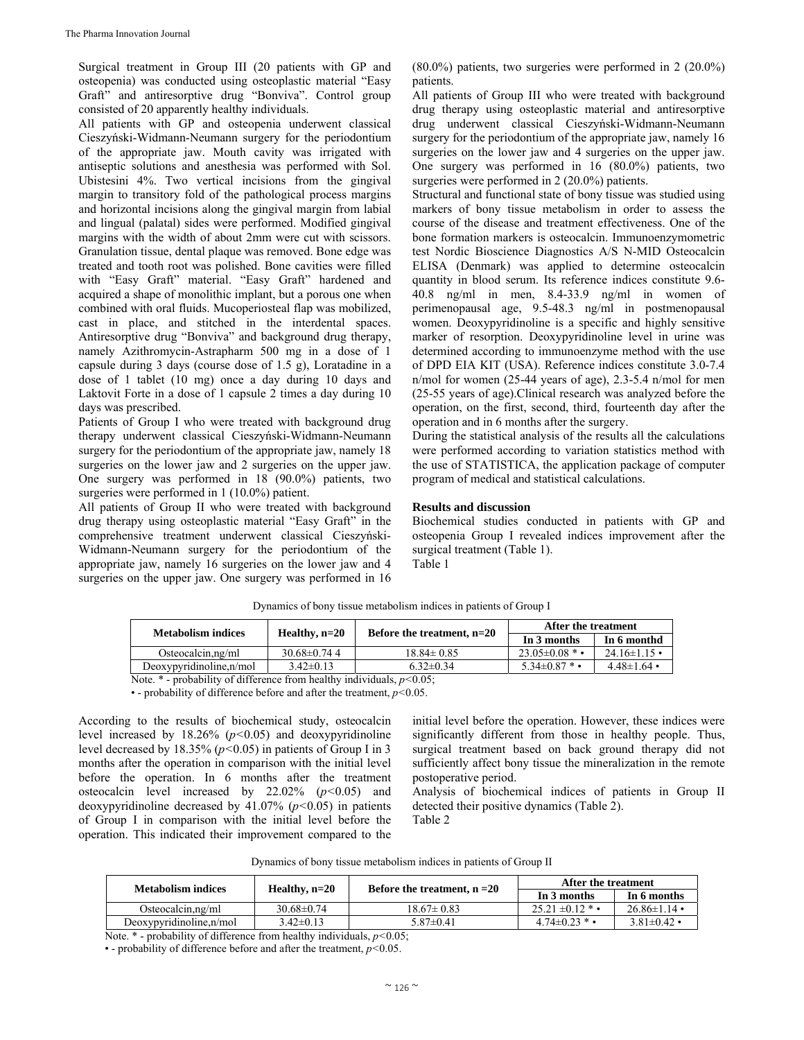Surgical treatment in Group III (20 patients with GP and osteopenia) was conducted using osteoplastic material "Easy Graft" and antiresorptive drug "Bonviva". Control group consisted of 20 apparently healthy individuals.

All patients with GP and osteopenia underwent classical Cieszyński-Widmann-Neumann surgery for the periodontium of the appropriate jaw. Mouth cavity was irrigated with antiseptic solutions and anesthesia was performed with Sol. Ubistesini 4%. Two vertical incisions from the gingival margin to transitory fold of the pathological process margins and horizontal incisions along the gingival margin from labial and lingual (palatal) sides were performed. Modified gingival margins with the width of about 2mm were cut with scissors. Granulation tissue, dental plaque was removed. Bone edge was treated and tooth root was polished. Bone cavities were filled with "Easy Graft" material. "Easy Graft" hardened and acquired a shape of monolithic implant, but a porous one when combined with oral fluids. Mucoperiosteal flap was mobilized, cast in place, and stitched in the interdental spaces. Antiresorptive drug "Bonviva" and background drug therapy, namely Azithromycin-Astrapharm 500 mg in a dose of 1 capsule during 3 days (course dose of 1.5 g), Loratadine in a dose of 1 tablet (10 mg) once a day during 10 days and Laktovit Forte in a dose of 1 capsule 2 times a day during 10 days was prescribed.

Patients of Group I who were treated with background drug therapy underwent classical Cieszyński-Widmann-Neumann surgery for the periodontium of the appropriate jaw, namely 18 surgeries on the lower jaw and 2 surgeries on the upper jaw. One surgery was performed in 18 (90.0%) patients, two surgeries were performed in 1 (10.0%) patient.

All patients of Group II who were treated with background drug therapy using osteoplastic material "Easy Graft" in the comprehensive treatment underwent classical Cieszyński-Widmann-Neumann surgery for the periodontium of the appropriate jaw, namely 16 surgeries on the lower jaw and 4 surgeries on the upper jaw. One surgery was performed in 16 (80.0%) patients, two surgeries were performed in 2 (20.0%) patients.

All patients of Group III who were treated with background drug therapy using osteoplastic material and antiresorptive drug underwent classical Cieszyński-Widmann-Neumann surgery for the periodontium of the appropriate jaw, namely 16 surgeries on the lower jaw and 4 surgeries on the upper jaw. One surgery was performed in 16 (80.0%) patients, two surgeries were performed in 2 (20.0%) patients.

Structural and functional state of bony tissue was studied using markers of bony tissue metabolism in order to assess the course of the disease and treatment effectiveness. One of the bone formation markers is osteocalcin. Immunoenzymometric test Nordic Bioscience Diagnostics A/S N-MID Osteocalcin ELISA (Denmark) was applied to determine osteocalcin quantity in blood serum. Its reference indices constitute 9.6-40.8 ng/ml in men, 8.4-33.9 ng/ml in women of perimenopausal age, 9.5-48.3 ng/ml in postmenopausal women. Deoxypyridinoline is a specific and highly sensitive marker of resorption. Deoxypyridinoline level in urine was determined according to immunoenzyme method with the use of DPD EIA KIT (USA). Reference indices constitute 3.0-7.4 n/mol for women (25-44 years of age), 2.3-5.4 n/mol for men (25-55 years of age).Clinical research was analyzed before the operation, on the first, second, third, fourteenth day after the operation and in 6 months after the surgery.

During the statistical analysis of the results all the calculations were performed according to variation statistics method with the use of STATISTICA, the application package of computer program of medical and statistical calculations.

## Results and discussion

Biochemical studies conducted in patients with GP and osteopenia Group I revealed indices improvement after the surgical treatment (Table 1).

Table 1

Dynamics of bony tissue metabolism indices in patients of Group I

| Metabolism indices | Healthy, n=20 | Before the treatment, n=20 | After the treatment | |
|---|---|---|---|---|
| | | | In 3 months | In 6 monthd |
| Osteocalcin,ng/ml | 30.68±0.74 4 | 18.84± 0.85 | 23.05±0.08 * • | 24.16±1.15 • |
| Deoxypyridinoline,n/mol | 3.42±0.13 | 6.32±0.34 | 5.34±0.87 * • | 4.48±1.64 • |

Note. * - probability of difference from healthy individuals, $p<0.05$;

• - probability of difference before and after the treatment, $p<0.05$.

According to the results of biochemical study, osteocalcin level increased by 18.26% ($p<0.05$) and deoxypyridinoline level decreased by 18.35% ($p<0.05$) in patients of Group I in 3 months after the operation in comparison with the initial level before the operation. In 6 months after the treatment osteocalcin level increased by 22.02% ($p<0.05$) and deoxypyridinoline decreased by 41.07% ($p<0.05$) in patients of Group I in comparison with the initial level before the operation. This indicated their improvement compared to the initial level before the operation. However, these indices were significantly different from those in healthy people. Thus, surgical treatment based on back ground therapy did not sufficiently affect bony tissue the mineralization in the remote postoperative period.

Analysis of biochemical indices of patients in Group II detected their positive dynamics (Table 2).

Table 2

Dynamics of bony tissue metabolism indices in patients of Group II

| Metabolism indices | Healthy, n=20 | Before the treatment, n =20 | After the treatment | |
|---|---|---|---|---|
| | | | In 3 months | In 6 months |
| Osteocalcin,ng/ml | 30.68±0.74 | 18.67± 0.83 | 25.21 ±0.12 * • | 26.86±1.14 • |
| Deoxypyridinoline,n/mol | 3.42±0.13 | 5.87±0.41 | 4.74±0.23 * • | 3.81±0.42 • |

Note. * - probability of difference from healthy individuals, $p<0.05$;

• - probability of difference before and after the treatment, $p<0.05$.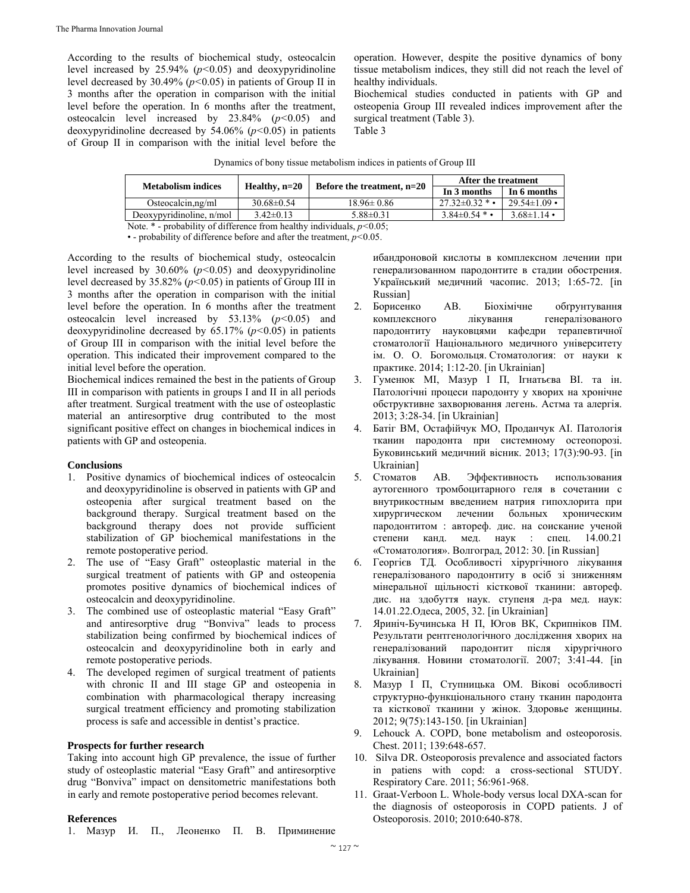According to the results of biochemical study, osteocalcin level increased by 25.94% ($p<0.05$) and deoxypyridinoline level decreased by 30.49% ($p<0.05$) in patients of Group II in 3 months after the operation in comparison with the initial level before the operation. In 6 months after the treatment, osteocalcin level increased by 23.84% ($p<0.05$) and deoxypyridinoline decreased by 54.06% ($p<0.05$) in patients of Group II in comparison with the initial level before the operation. However, despite the positive dynamics of bony tissue metabolism indices, they still did not reach the level of healthy individuals.

Biochemical studies conducted in patients with GP and osteopenia Group III revealed indices improvement after the surgical treatment (Table 3).

Table 3

Dynamics of bony tissue metabolism indices in patients of Group III

| Metabolism indices | Healthy, n=20 | Before the treatment, n=20 | After the treatment | |
|---|---|---|---|---|
| | | | In 3 months | In 6 months |
| Osteocalcin,ng/ml | 30.68±0.54 | 18.96± 0.86 | 27.32±0.32 * • | 29.54±1.09 • |
| Deoxypyridinoline, n/mol | 3.42±0.13 | 5.88±0.31 | 3.84±0.54 * • | 3.68±1.14 • |

Note. * - probability of difference from healthy individuals, $p<0.05$;

• - probability of difference before and after the treatment, $p<0.05$.

According to the results of biochemical study, osteocalcin level increased by 30.60% ($p<0.05$) and deoxypyridinoline level decreased by 35.82% ($p<0.05$) in patients of Group III in 3 months after the operation in comparison with the initial level before the operation. In 6 months after the treatment osteocalcin level increased by 53.13% ($p<0.05$) and deoxypyridinoline decreased by 65.17% ($p<0.05$) in patients of Group III in comparison with the initial level before the operation. This indicated their improvement compared to the initial level before the operation.

Biochemical indices remained the best in the patients of Group III in comparison with patients in groups I and II in all periods after treatment. Surgical treatment with the use of osteoplastic material an antiresorptive drug contributed to the most significant positive effect on changes in biochemical indices in patients with GP and osteopenia.

## Conclusions

1. Positive dynamics of biochemical indices of osteocalcin and deoxypyridinoline is observed in patients with GP and osteopenia after surgical treatment based on the background therapy. Surgical treatment based on the background therapy does not provide sufficient stabilization of GP biochemical manifestations in the remote postoperative period.
2. The use of "Easy Graft" osteoplastic material in the surgical treatment of patients with GP and osteopenia promotes positive dynamics of biochemical indices of osteocalcin and deoxypyridinoline.
3. The combined use of osteoplastic material "Easy Graft" and antiresorptive drug "Bonviva" leads to process stabilization being confirmed by biochemical indices of osteocalcin and deoxypyridinoline both in early and remote postoperative periods.
4. The developed regimen of surgical treatment of patients with chronic II and III stage GP and osteopenia in combination with pharmacological therapy increasing surgical treatment efficiency and promoting stabilization process is safe and accessible in dentist's practice.

## Prospects for further research

Taking into account high GP prevalence, the issue of further study of osteoplastic material "Easy Graft" and antiresorptive drug "Bonviva" impact on densitometric manifestations both in early and remote postoperative period becomes relevant.

## References

1. Мазур И. П., Леоненко П. В. Приминение ибандроновой кислоты в комплексном лечении при генерализованном пародонтите в стадии обострения. Український медичний часопис. 2013; 1:65-72. [in Russian]
2. Борисенко АВ. Біохімічне обгрунтування комплексного лікування генералізованого пародонтиту науковцями кафедри терапевтичної стоматології Національного медичного університету ім. О. О. Богомольця. Стоматология: от науки к практике. 2014; 1:12-20. [in Ukrainian]
3. Гуменюк МІ, Мазур І П, Ігнатьєва ВІ. та ін. Патологічні процеси пародонту у хворих на хронічне обструктивне захворювання легень. Астма та алергія. 2013; 3:28-34. [in Ukrainian]
4. Батіг ВМ, Остафійчук МО, Проданчук АІ. Патологія тканин пародонта при системному остеопорозі. Буковинський медичний вісник. 2013; 17(3):90-93. [in Ukrainian]
5. Стоматов АВ. Эффективность использования аутогенного тромбоцитарного геля в сочетании с внутрикостным введением натрия гипохлорита при хирургическом лечении больных хроническим пародонтитом : автореф. дис. на соискание ученой степени канд. мед. наук : спец. 14.00.21 «Стоматология». Волгоград, 2012: 30. [in Russian]
6. Георгієв ТД. Особливості хірургічного лікування генералізованого пародонтиту в осіб зі зниженням мінеральної щільності кісткової тканини: автореф. дис. на здобуття наук. ступеня д-ра мед. наук: 14.01.22.Одеса, 2005, 32. [in Ukrainian]
7. Яриніч-Бучинська Н П, Югов ВК, Скрипніков ПМ. Результати рентгенологічного дослідження хворих на генералізований пародонтит після хірургічного лікування. Новини стоматології. 2007; 3:41-44. [in Ukrainian]
8. Мазур І П, Ступницька ОМ. Вікові особливості структурно-функціонального стану тканин пародонта та кісткової тканини у жінок. Здоровье женщины. 2012; 9(75):143-150. [in Ukrainian]
9. Lehouck A. COPD, bone metabolism and osteoporosis. Chest. 2011; 139:648-657.
10. Silva DR. Osteoporosis prevalence and associated factors in patiens with copd: a cross-sectional STUDY. Respiratory Care. 2011; 56:961-968.
11. Graat-Verboon L. Whole-body versus local DXA-scan for the diagnosis of osteoporosis in COPD patients. J of Osteoporosis. 2010; 2010:640-878.